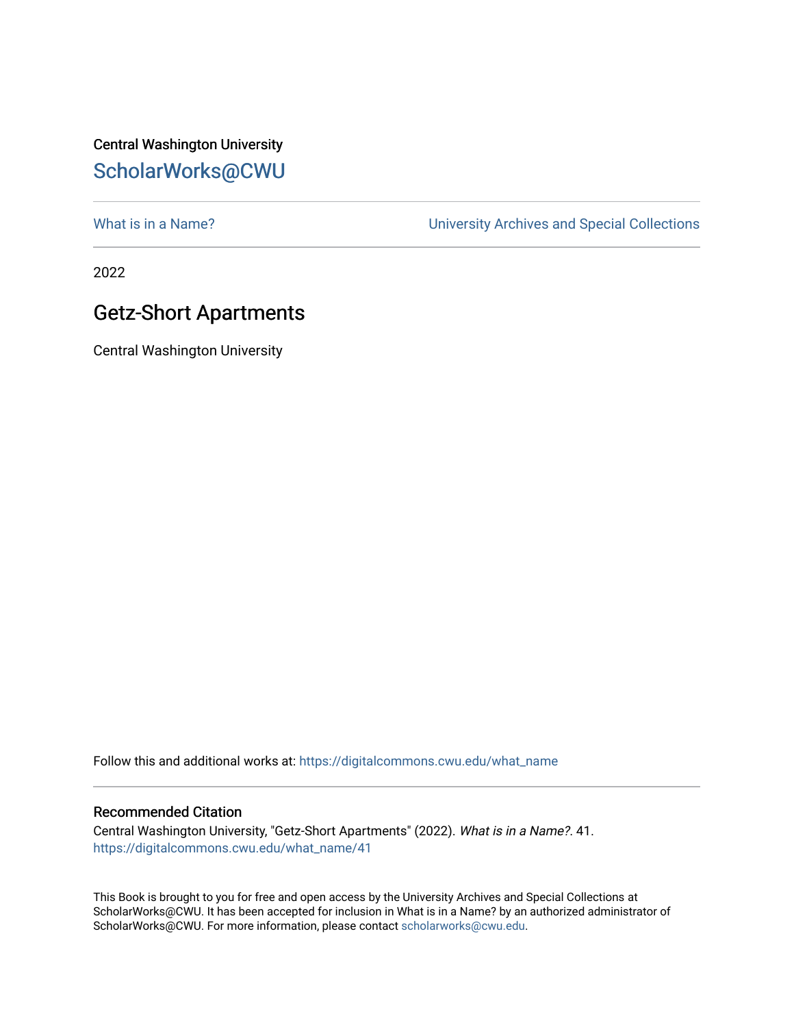Central Washington University

ScholarWorks@CWU

What is in a Name?

University Archives and Special Collections

2022

# Getz-Short Apartments

Central Washington University

Follow this and additional works at: https://digitalcommons.cwu.edu/what_name

## Recommended Citation

Central Washington University, "Getz-Short Apartments" (2022). *What is in a Name?*. 41.
https://digitalcommons.cwu.edu/what_name/41

This Book is brought to you for free and open access by the University Archives and Special Collections at ScholarWorks@CWU. It has been accepted for inclusion in What is in a Name? by an authorized administrator of ScholarWorks@CWU. For more information, please contact scholarworks@cwu.edu.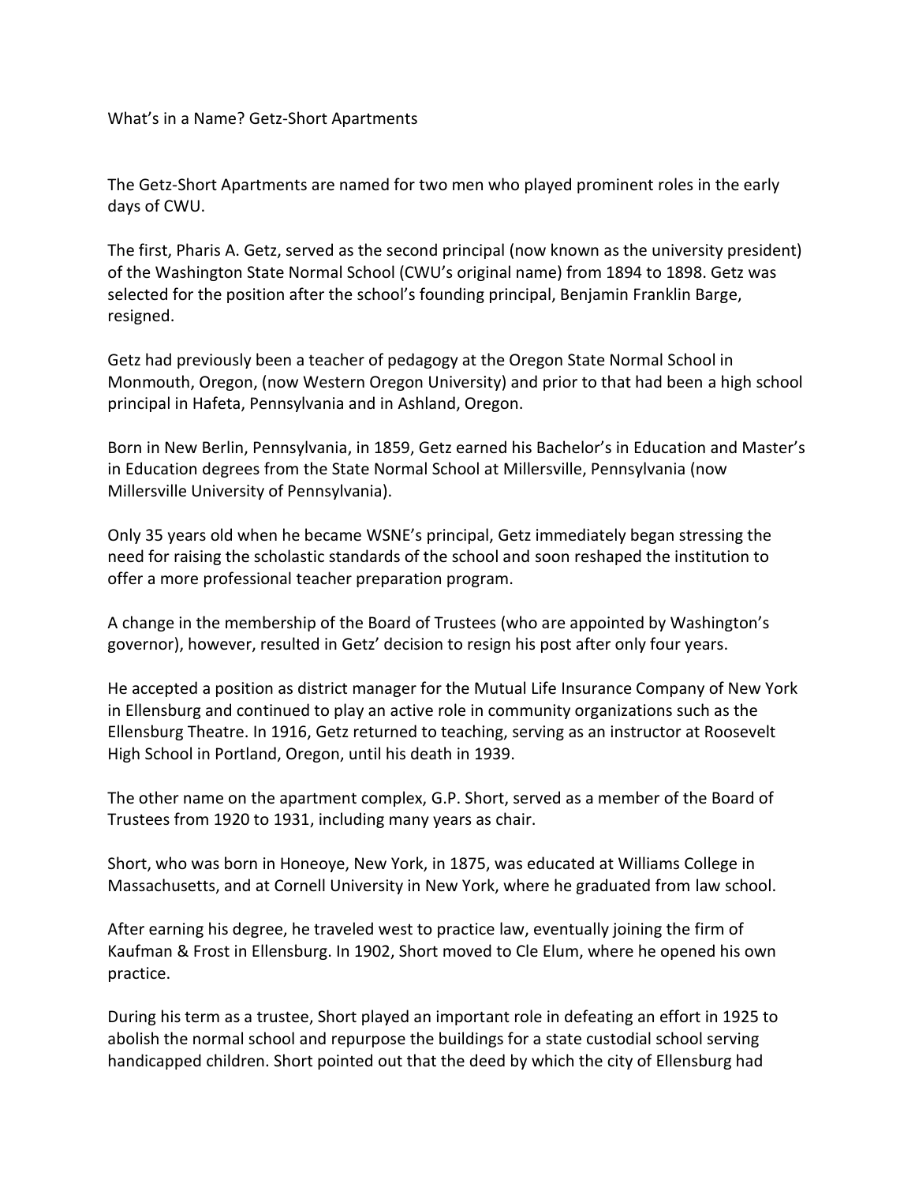What's in a Name? Getz-Short Apartments

The Getz-Short Apartments are named for two men who played prominent roles in the early days of CWU.

The first, Pharis A. Getz, served as the second principal (now known as the university president) of the Washington State Normal School (CWU's original name) from 1894 to 1898. Getz was selected for the position after the school's founding principal, Benjamin Franklin Barge, resigned.

Getz had previously been a teacher of pedagogy at the Oregon State Normal School in Monmouth, Oregon, (now Western Oregon University) and prior to that had been a high school principal in Hafeta, Pennsylvania and in Ashland, Oregon.

Born in New Berlin, Pennsylvania, in 1859, Getz earned his Bachelor's in Education and Master's in Education degrees from the State Normal School at Millersville, Pennsylvania (now Millersville University of Pennsylvania).

Only 35 years old when he became WSNE's principal, Getz immediately began stressing the need for raising the scholastic standards of the school and soon reshaped the institution to offer a more professional teacher preparation program.

A change in the membership of the Board of Trustees (who are appointed by Washington's governor), however, resulted in Getz' decision to resign his post after only four years.

He accepted a position as district manager for the Mutual Life Insurance Company of New York in Ellensburg and continued to play an active role in community organizations such as the Ellensburg Theatre. In 1916, Getz returned to teaching, serving as an instructor at Roosevelt High School in Portland, Oregon, until his death in 1939.

The other name on the apartment complex, G.P. Short, served as a member of the Board of Trustees from 1920 to 1931, including many years as chair.

Short, who was born in Honeoye, New York, in 1875, was educated at Williams College in Massachusetts, and at Cornell University in New York, where he graduated from law school.

After earning his degree, he traveled west to practice law, eventually joining the firm of Kaufman & Frost in Ellensburg. In 1902, Short moved to Cle Elum, where he opened his own practice.

During his term as a trustee, Short played an important role in defeating an effort in 1925 to abolish the normal school and repurpose the buildings for a state custodial school serving handicapped children. Short pointed out that the deed by which the city of Ellensburg had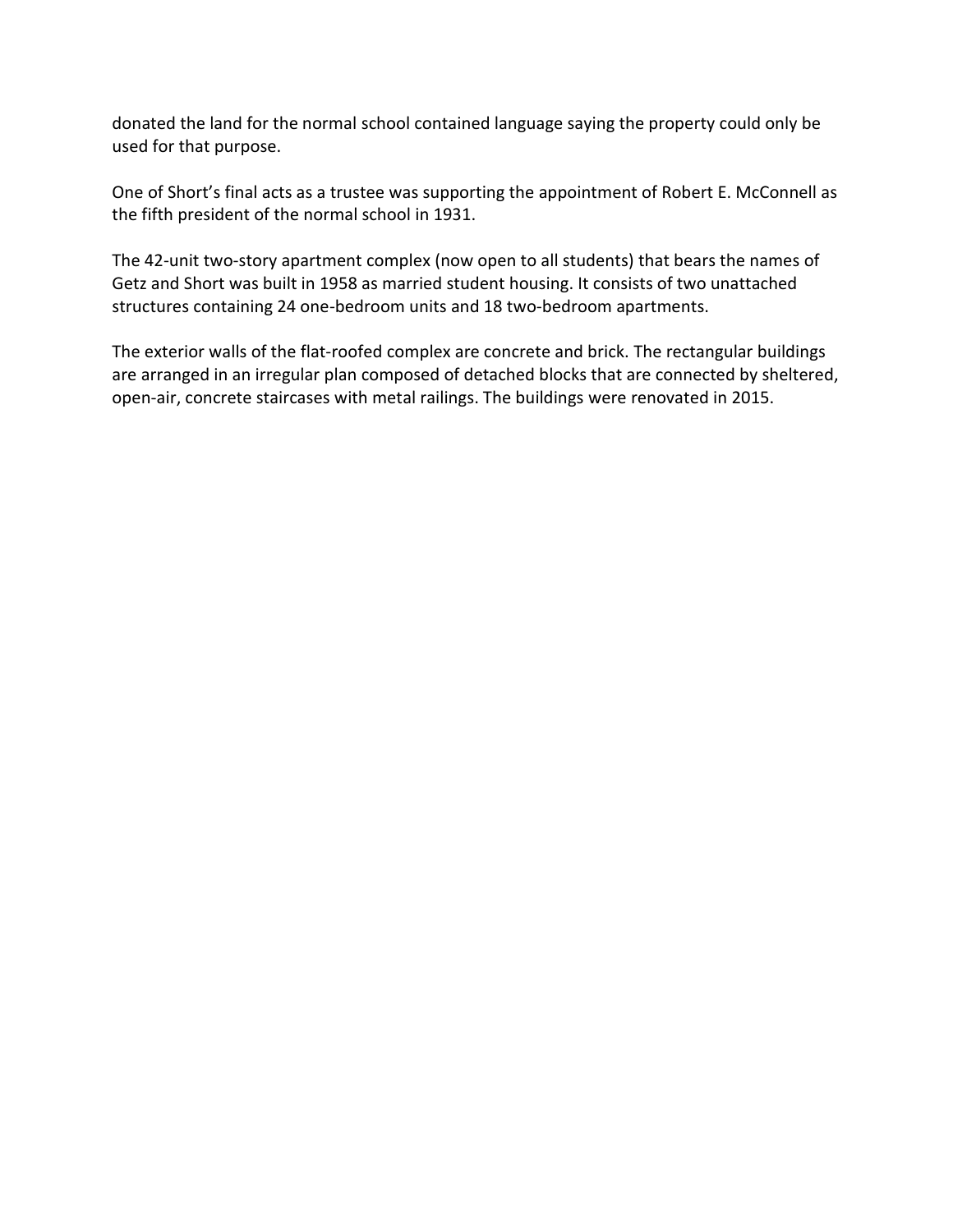donated the land for the normal school contained language saying the property could only be used for that purpose.

One of Short's final acts as a trustee was supporting the appointment of Robert E. McConnell as the fifth president of the normal school in 1931.

The 42-unit two-story apartment complex (now open to all students) that bears the names of Getz and Short was built in 1958 as married student housing. It consists of two unattached structures containing 24 one-bedroom units and 18 two-bedroom apartments.

The exterior walls of the flat-roofed complex are concrete and brick. The rectangular buildings are arranged in an irregular plan composed of detached blocks that are connected by sheltered, open-air, concrete staircases with metal railings. The buildings were renovated in 2015.